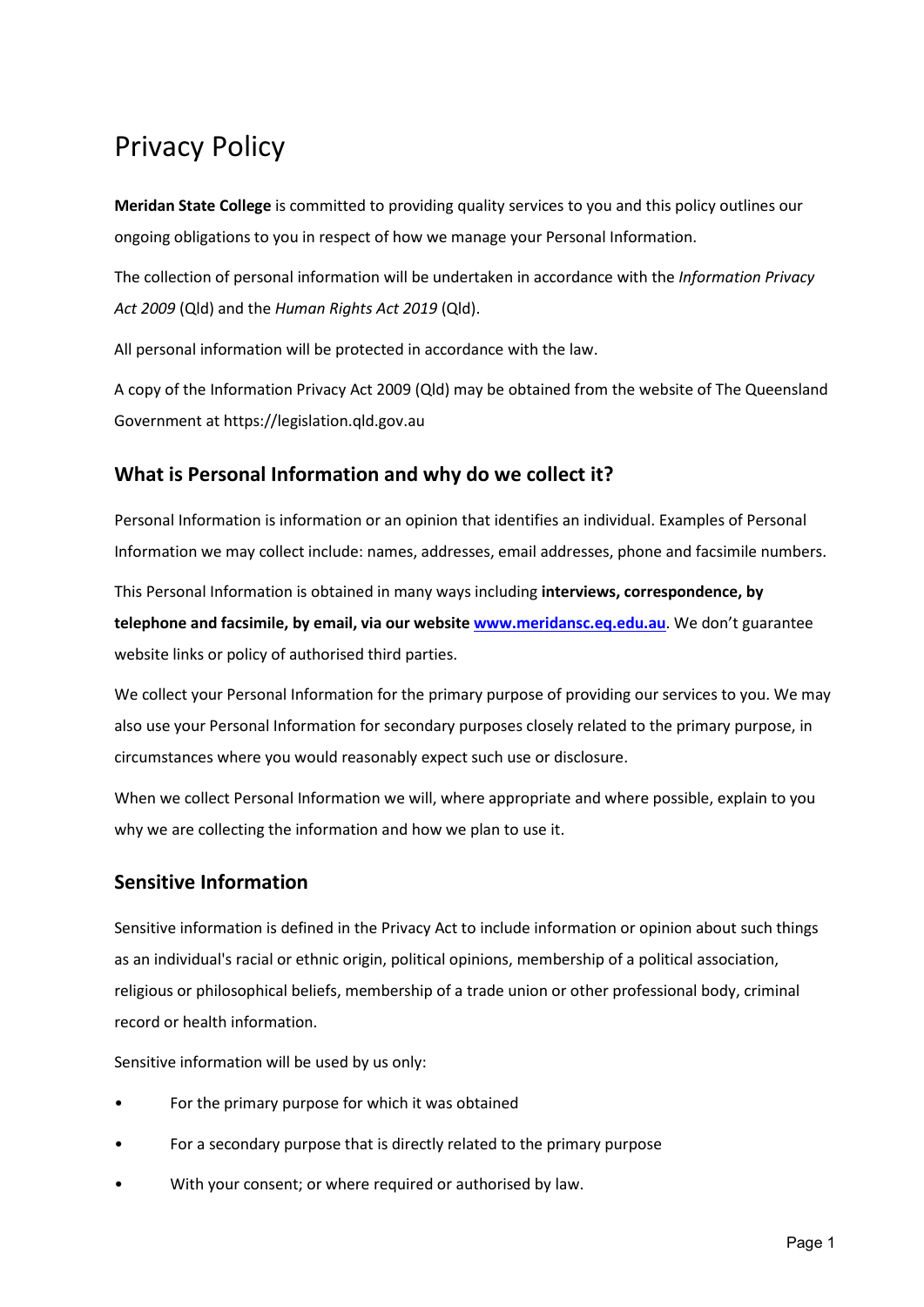# Privacy Policy

**Meridan State College** is committed to providing quality services to you and this policy outlines our ongoing obligations to you in respect of how we manage your Personal Information.

The collection of personal information will be undertaken in accordance with the *Information Privacy Act 2009* (Qld) and the *Human Rights Act 2019* (Qld).

All personal information will be protected in accordance with the law.

A copy of the Information Privacy Act 2009 (Qld) may be obtained from the website of The Queensland Government at https://legislation.qld.gov.au

## What is Personal Information and why do we collect it?

Personal Information is information or an opinion that identifies an individual. Examples of Personal Information we may collect include: names, addresses, email addresses, phone and facsimile numbers.

This Personal Information is obtained in many ways including **interviews, correspondence, by telephone and facsimile, by email, via our website [www.meridansc.eq.edu.au](www.meridansc.eq.edu.au)**. We don't guarantee website links or policy of authorised third parties.

We collect your Personal Information for the primary purpose of providing our services to you. We may also use your Personal Information for secondary purposes closely related to the primary purpose, in circumstances where you would reasonably expect such use or disclosure.

When we collect Personal Information we will, where appropriate and where possible, explain to you why we are collecting the information and how we plan to use it.

## Sensitive Information

Sensitive information is defined in the Privacy Act to include information or opinion about such things as an individual's racial or ethnic origin, political opinions, membership of a political association, religious or philosophical beliefs, membership of a trade union or other professional body, criminal record or health information.

Sensitive information will be used by us only:

- For the primary purpose for which it was obtained
- For a secondary purpose that is directly related to the primary purpose
- With your consent; or where required or authorised by law.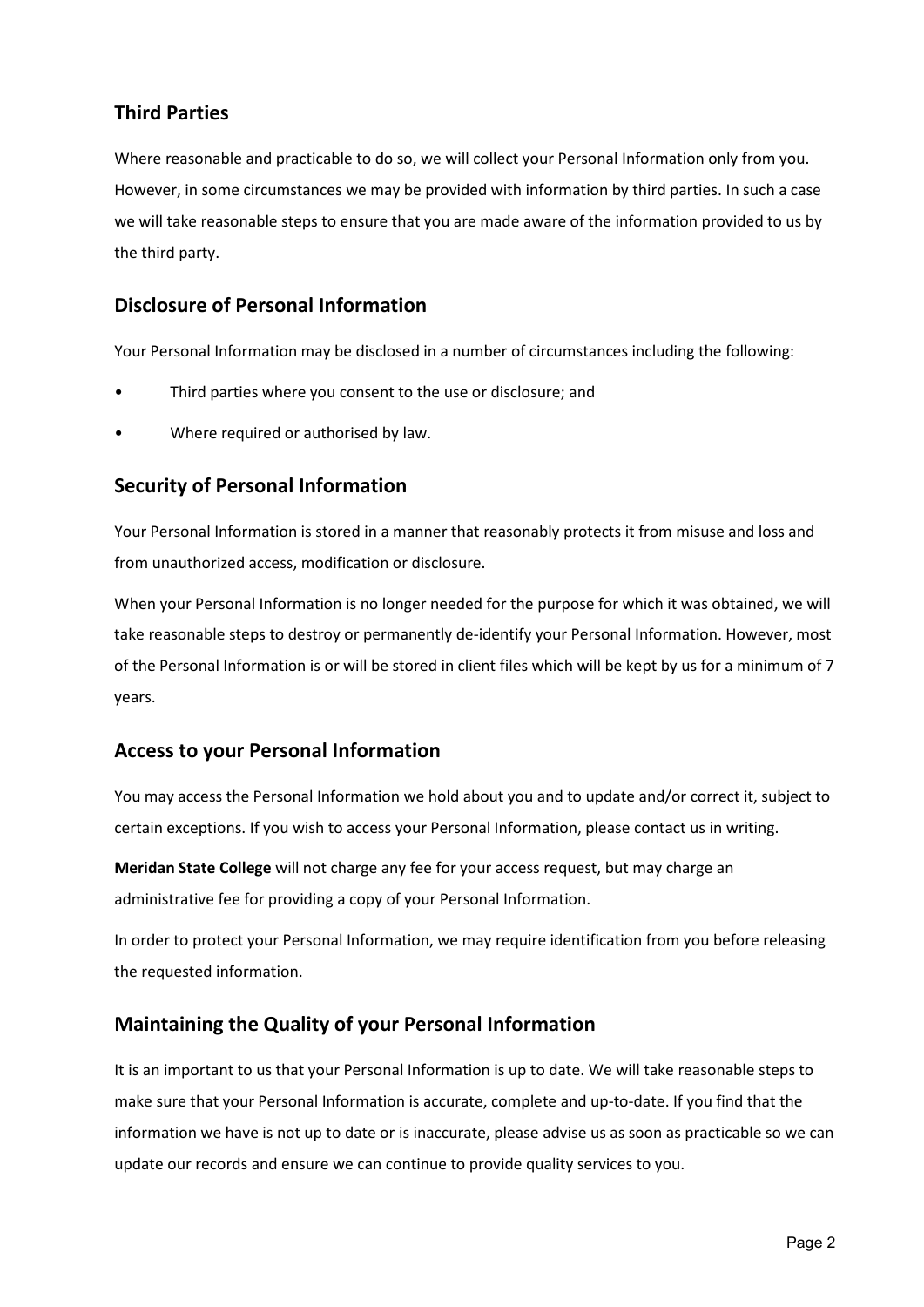## Third Parties

Where reasonable and practicable to do so, we will collect your Personal Information only from you. However, in some circumstances we may be provided with information by third parties. In such a case we will take reasonable steps to ensure that you are made aware of the information provided to us by the third party.

## Disclosure of Personal Information

Your Personal Information may be disclosed in a number of circumstances including the following:

- Third parties where you consent to the use or disclosure; and
- Where required or authorised by law.

## Security of Personal Information

Your Personal Information is stored in a manner that reasonably protects it from misuse and loss and from unauthorized access, modification or disclosure.

When your Personal Information is no longer needed for the purpose for which it was obtained, we will take reasonable steps to destroy or permanently de-identify your Personal Information. However, most of the Personal Information is or will be stored in client files which will be kept by us for a minimum of 7 years.

## Access to your Personal Information

You may access the Personal Information we hold about you and to update and/or correct it, subject to certain exceptions. If you wish to access your Personal Information, please contact us in writing.

**Meridan State College** will not charge any fee for your access request, but may charge an administrative fee for providing a copy of your Personal Information.

In order to protect your Personal Information, we may require identification from you before releasing the requested information.

## Maintaining the Quality of your Personal Information

It is an important to us that your Personal Information is up to date. We will take reasonable steps to make sure that your Personal Information is accurate, complete and up-to-date. If you find that the information we have is not up to date or is inaccurate, please advise us as soon as practicable so we can update our records and ensure we can continue to provide quality services to you.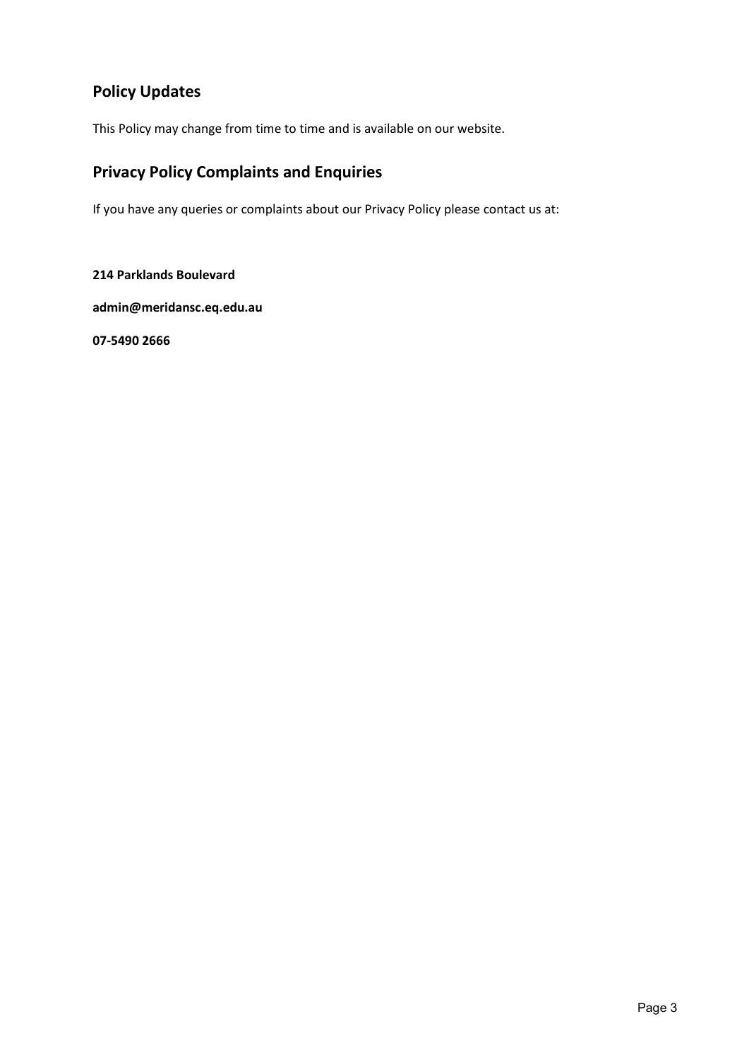## Policy Updates

This Policy may change from time to time and is available on our website.

## Privacy Policy Complaints and Enquiries

If you have any queries or complaints about our Privacy Policy please contact us at:

**214 Parklands Boulevard**

**admin@meridansc.eq.edu.au**

**07-5490 2666**